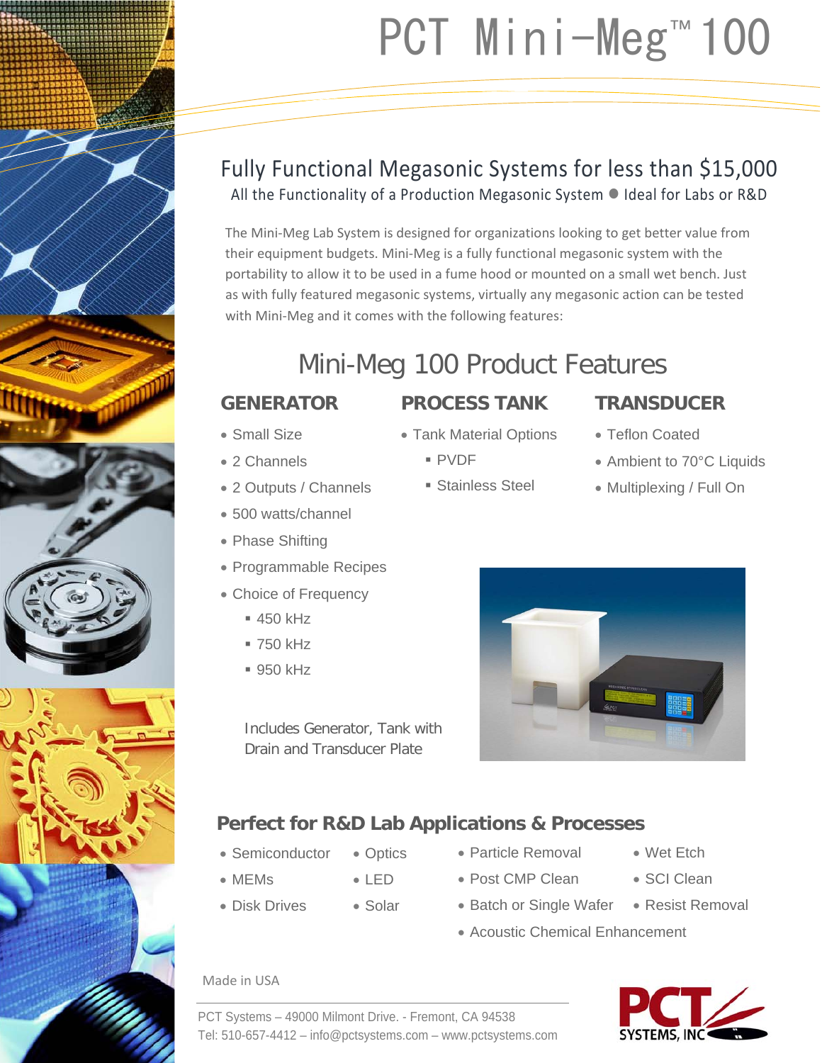# PCT Mini-Meg™ 100

## Fully Functional Megasonic Systems for less than $15,000

All the Functionality of a Production Megasonic System ● Ideal for Labs or R&D

The Mini-Meg Lab System is designed for organizations looking to get better value from their equipment budgets. Mini-Meg is a fully functional megasonic system with the portability to allow it to be used in a fume hood or mounted on a small wet bench. Just as with fully featured megasonic systems, virtually any megasonic action can be tested with Mini-Meg and it comes with the following features:

## Mini-Meg 100 Product Features

### GENERATOR

- Small Size
- 2 Channels
- 2 Outputs / Channels
- 500 watts/channel
- Phase Shifting
- Programmable Recipes
- Choice of Frequency
  - 450 kHz
  - 750 kHz
  - 950 kHz

### PROCESS TANK

- Tank Material Options
  - PVDF
  - Stainless Steel

### TRANSDUCER

- Teflon Coated
- Ambient to 70°C Liquids
- Multiplexing / Full On

Includes Generator, Tank with Drain and Transducer Plate

### Perfect for R&D Lab Applications & Processes

- Semiconductor
- MEMs
- Disk Drives
- Optics
- LED
- Solar
- Particle Removal
- Post CMP Clean
- Batch or Single Wafer
- Acoustic Chemical Enhancement
- Wet Etch
- SCI Clean
- Resist Removal

Made in USA

PCT Systems – 49000 Milmont Drive. - Fremont, CA 94538
Tel: 510-657-4412 – info@pctsystems.com – www.pctsystems.com

PCT SYSTEMS, INC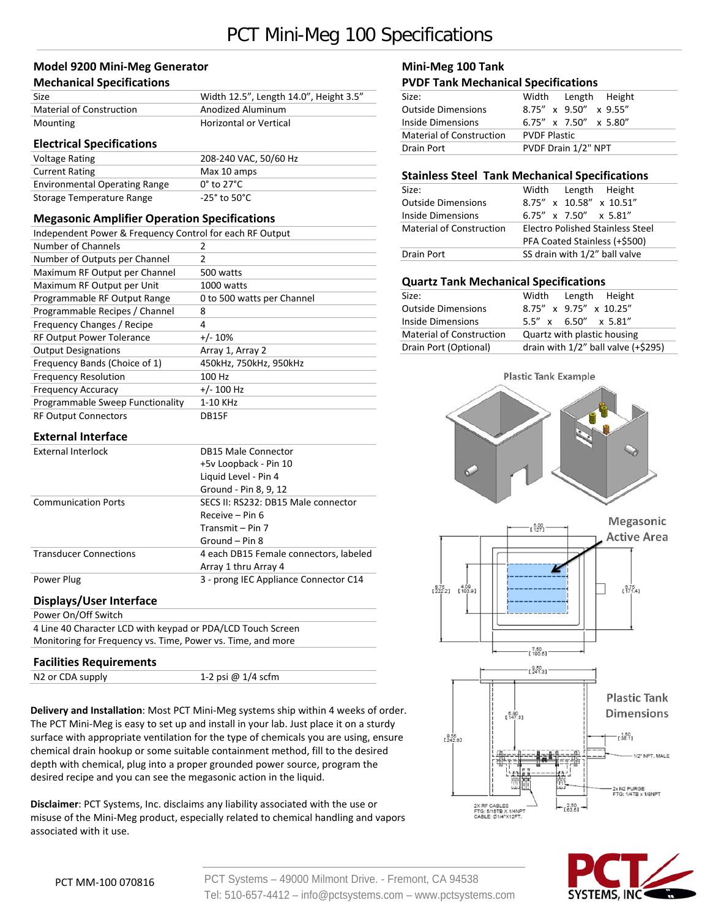# PCT Mini-Meg 100 Specifications

## Model 9200 Mini-Meg Generator

### Mechanical Specifications

| | |
|---|---|
| Size | Width 12.5", Length 14.0", Height 3.5" |
| Material of Construction | Anodized Aluminum |
| Mounting | Horizontal or Vertical |

### Electrical Specifications

| | |
|---|---|
| Voltage Rating | 208-240 VAC, 50/60 Hz |
| Current Rating | Max 10 amps |
| Environmental Operating Range | 0° to 27°C |
| Storage Temperature Range | -25° to 50°C |

### Megasonic Amplifier Operation Specifications

| | |
|---|---|
| Independent Power & Frequency Control for each RF Output | |
| Number of Channels | 2 |
| Number of Outputs per Channel | 2 |
| Maximum RF Output per Channel | 500 watts |
| Maximum RF Output per Unit | 1000 watts |
| Programmable RF Output Range | 0 to 500 watts per Channel |
| Programmable Recipes / Channel | 8 |
| Frequency Changes / Recipe | 4 |
| RF Output Power Tolerance | +/- 10% |
| Output Designations | Array 1, Array 2 |
| Frequency Bands (Choice of 1) | 450kHz, 750kHz, 950kHz |
| Frequency Resolution | 100 Hz |
| Frequency Accuracy | +/- 100 Hz |
| Programmable Sweep Functionality | 1-10 KHz |
| RF Output Connectors | DB15F |

### External Interface

| | |
|---|---|
| External Interlock | DB15 Male Connector<br>+5v Loopback - Pin 10<br>Liquid Level - Pin 4<br>Ground - Pin 8, 9, 12 |
| Communication Ports | SECS II: RS232: DB15 Male connector<br>Receive – Pin 6<br>Transmit – Pin 7<br>Ground – Pin 8 |
| Transducer Connections | 4 each DB15 Female connectors, labeled Array 1 thru Array 4 |
| Power Plug | 3 - prong IEC Appliance Connector C14 |

### Displays/User Interface

Power On/Off Switch

4 Line 40 Character LCD with keypad or PDA/LCD Touch Screen
Monitoring for Frequency vs. Time, Power vs. Time, and more

### Facilities Requirements

| | |
|---|---|
| N2 or CDA supply | 1-2 psi @ 1/4 scfm |

**Delivery and Installation**: Most PCT Mini-Meg systems ship within 4 weeks of order. The PCT Mini-Meg is easy to set up and install in your lab. Just place it on a sturdy surface with appropriate ventilation for the type of chemicals you are using, ensure chemical drain hookup or some suitable containment method, fill to the desired depth with chemical, plug into a proper grounded power source, program the desired recipe and you can see the megasonic action in the liquid.

**Disclaimer**: PCT Systems, Inc. disclaims any liability associated with the use or misuse of the Mini-Meg product, especially related to chemical handling and vapors associated with it use.

## Mini-Meg 100 Tank

### PVDF Tank Mechanical Specifications

| | |
|---|---|
| Size: | Width Length Height |
| Outside Dimensions | 8.75" x 9.50" x 9.55" |
| Inside Dimensions | 6.75" x 7.50" x 5.80" |
| Material of Construction | PVDF Plastic |
| Drain Port | PVDF Drain 1/2" NPT |

### Stainless Steel Tank Mechanical Specifications

| | |
|---|---|
| Size: | Width Length Height |
| Outside Dimensions | 8.75" x 10.58" x 10.51" |
| Inside Dimensions | 6.75" x 7.50" x 5.81" |
| Material of Construction | Electro Polished Stainless Steel<br>PFA Coated Stainless (+$500) |
| Drain Port | SS drain with 1/2" ball valve |

### Quartz Tank Mechanical Specifications

| | |
|---|---|
| Size: | Width Length Height |
| Outside Dimensions | 8.75" x 9.75" x 10.25" |
| Inside Dimensions | 5.5" x 6.50" x 5.81" |
| Material of Construction | Quartz with plastic housing |
| Drain Port (Optional) | drain with 1/2" ball valve (+$295) |

Plastic Tank Example

Megasonic Active Area

5.00 [127]
8.75 [222.2]
4.09 [103.9]
6.75 [171.4]
7.50 [190.5]

Plastic Tank Dimensions

9.50 [241.3]
5.80 [147.3]
9.55 [242.6]
1.50 [38.1]
1/2" NPT, MALE
2x N2 PURGE FTG: 1/4TB x 1/8NPT
2X RF CABLES FTG: 5/16TB X 1/4NPT CABLE: Ø1/4"X12FT.
2.50 [63.5]

PCT MM-100 070816

PCT Systems – 49000 Milmont Drive. - Fremont, CA 94538
Tel: 510-657-4412 – info@pctsystems.com – www.pctsystems.com

PCT SYSTEMS, INC